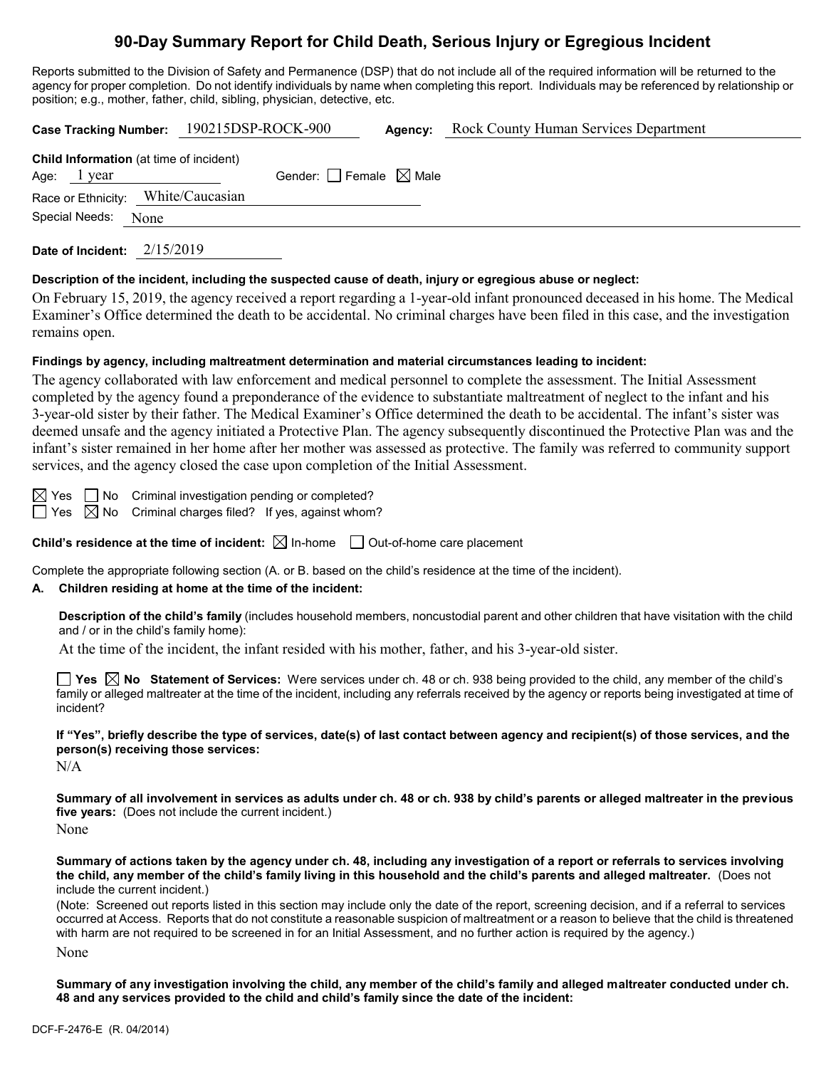# 90-Day Summary Report for Child Death, Serious Injury or Egregious Incident

Reports submitted to the Division of Safety and Permanence (DSP) that do not include all of the required information will be returned to the agency for proper completion. Do not identify individuals by name when completing this report. Individuals may be referenced by relationship or position; e.g., mother, father, child, sibling, physician, detective, etc.

**Case Tracking Number:** 190215DSP-ROCK-900 **Agency:** Rock County Human Services Department

**Child Information** (at time of incident)

Age: 1 year Gender: ☐ Female ☒ Male

Race or Ethnicity: White/Caucasian

Special Needs: None

**Date of Incident:** 2/15/2019

**Description of the incident, including the suspected cause of death, injury or egregious abuse or neglect:**

On February 15, 2019, the agency received a report regarding a 1-year-old infant pronounced deceased in his home. The Medical Examiner's Office determined the death to be accidental. No criminal charges have been filed in this case, and the investigation remains open.

**Findings by agency, including maltreatment determination and material circumstances leading to incident:**

The agency collaborated with law enforcement and medical personnel to complete the assessment. The Initial Assessment completed by the agency found a preponderance of the evidence to substantiate maltreatment of neglect to the infant and his 3-year-old sister by their father. The Medical Examiner's Office determined the death to be accidental. The infant's sister was deemed unsafe and the agency initiated a Protective Plan. The agency subsequently discontinued the Protective Plan was and the infant's sister remained in her home after her mother was assessed as protective. The family was referred to community support services, and the agency closed the case upon completion of the Initial Assessment.

☒ Yes ☐ No Criminal investigation pending or completed?

☐ Yes ☒ No Criminal charges filed? If yes, against whom?

**Child's residence at the time of incident:** ☒ In-home ☐ Out-of-home care placement

Complete the appropriate following section (A. or B. based on the child's residence at the time of the incident).

**A. Children residing at home at the time of the incident:**

**Description of the child's family** (includes household members, noncustodial parent and other children that have visitation with the child and / or in the child's family home):

At the time of the incident, the infant resided with his mother, father, and his 3-year-old sister.

☐ **Yes** ☒ **No** **Statement of Services:** Were services under ch. 48 or ch. 938 being provided to the child, any member of the child's family or alleged maltreater at the time of the incident, including any referrals received by the agency or reports being investigated at time of incident?

**If "Yes", briefly describe the type of services, date(s) of last contact between agency and recipient(s) of those services, and the person(s) receiving those services:**

N/A

**Summary of all involvement in services as adults under ch. 48 or ch. 938 by child's parents or alleged maltreater in the previous five years:** (Does not include the current incident.)

None

**Summary of actions taken by the agency under ch. 48, including any investigation of a report or referrals to services involving the child, any member of the child's family living in this household and the child's parents and alleged maltreater.** (Does not include the current incident.)

(Note: Screened out reports listed in this section may include only the date of the report, screening decision, and if a referral to services occurred at Access. Reports that do not constitute a reasonable suspicion of maltreatment or a reason to believe that the child is threatened with harm are not required to be screened in for an Initial Assessment, and no further action is required by the agency.)

None

**Summary of any investigation involving the child, any member of the child's family and alleged maltreater conducted under ch. 48 and any services provided to the child and child's family since the date of the incident:**

DCF-F-2476-E (R. 04/2014)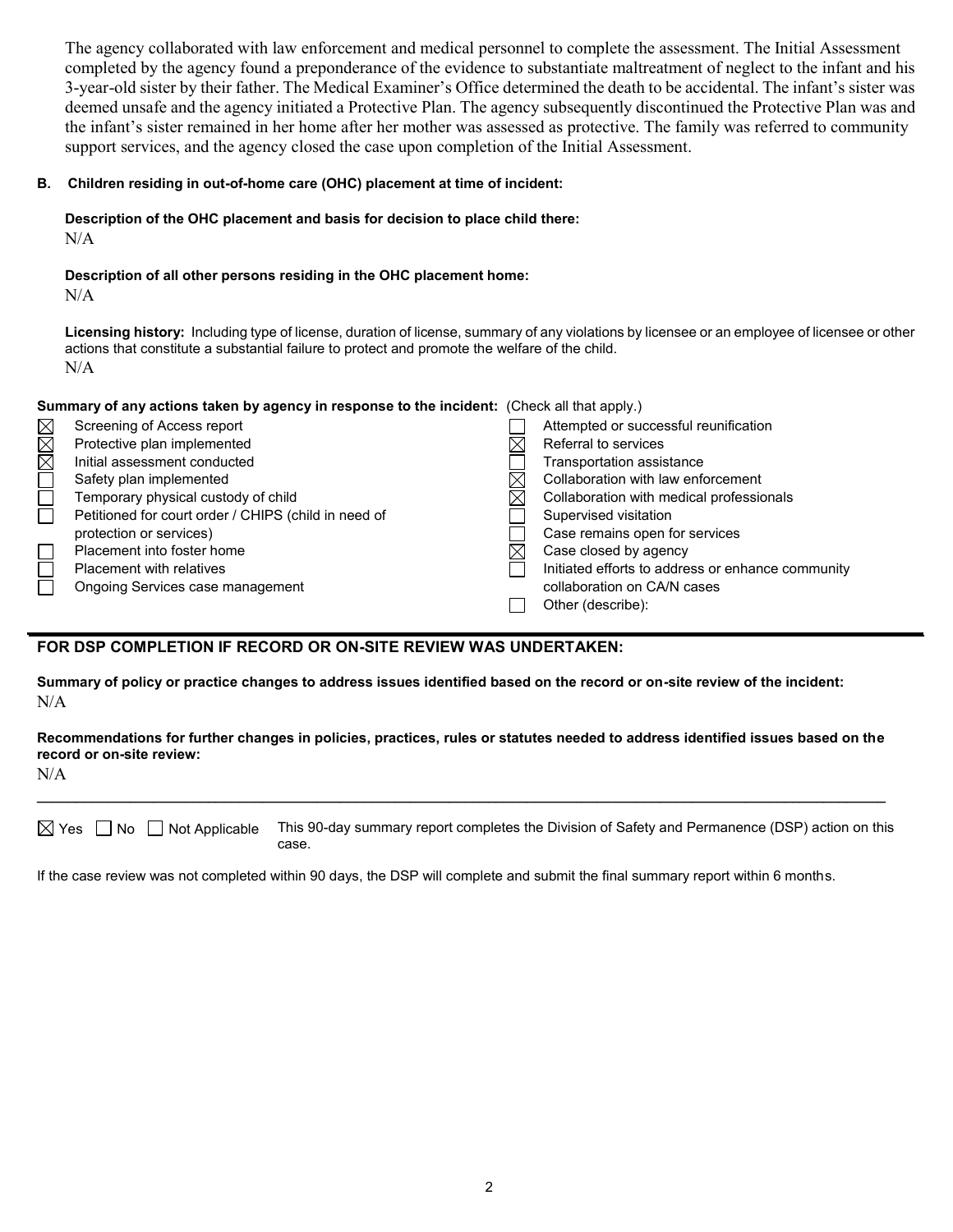The agency collaborated with law enforcement and medical personnel to complete the assessment. The Initial Assessment completed by the agency found a preponderance of the evidence to substantiate maltreatment of neglect to the infant and his 3-year-old sister by their father. The Medical Examiner's Office determined the death to be accidental. The infant's sister was deemed unsafe and the agency initiated a Protective Plan. The agency subsequently discontinued the Protective Plan was and the infant's sister remained in her home after her mother was assessed as protective. The family was referred to community support services, and the agency closed the case upon completion of the Initial Assessment.

**B. Children residing in out-of-home care (OHC) placement at time of incident:**

**Description of the OHC placement and basis for decision to place child there:**
N/A

**Description of all other persons residing in the OHC placement home:**
N/A

**Licensing history:** Including type of license, duration of license, summary of any violations by licensee or an employee of licensee or other actions that constitute a substantial failure to protect and promote the welfare of the child.
N/A

**Summary of any actions taken by agency in response to the incident:** (Check all that apply.)

- ☒ Screening of Access report
- ☒ Protective plan implemented
- ☒ Initial assessment conducted
- ☐ Safety plan implemented
- ☐ Temporary physical custody of child
- ☐ Petitioned for court order / CHIPS (child in need of protection or services)
- ☐ Placement into foster home
- ☐ Placement with relatives
- ☐ Ongoing Services case management
- ☐ Attempted or successful reunification
- ☒ Referral to services
- ☐ Transportation assistance
- ☒ Collaboration with law enforcement
- ☒ Collaboration with medical professionals
- ☐ Supervised visitation
- ☐ Case remains open for services
- ☒ Case closed by agency
- ☐ Initiated efforts to address or enhance community collaboration on CA/N cases
- ☐ Other (describe):

## FOR DSP COMPLETION IF RECORD OR ON-SITE REVIEW WAS UNDERTAKEN:

**Summary of policy or practice changes to address issues identified based on the record or on-site review of the incident:**
N/A

**Recommendations for further changes in policies, practices, rules or statutes needed to address identified issues based on the record or on-site review:**
N/A

☒ Yes ☐ No ☐ Not Applicable This 90-day summary report completes the Division of Safety and Permanence (DSP) action on this case.

If the case review was not completed within 90 days, the DSP will complete and submit the final summary report within 6 months.